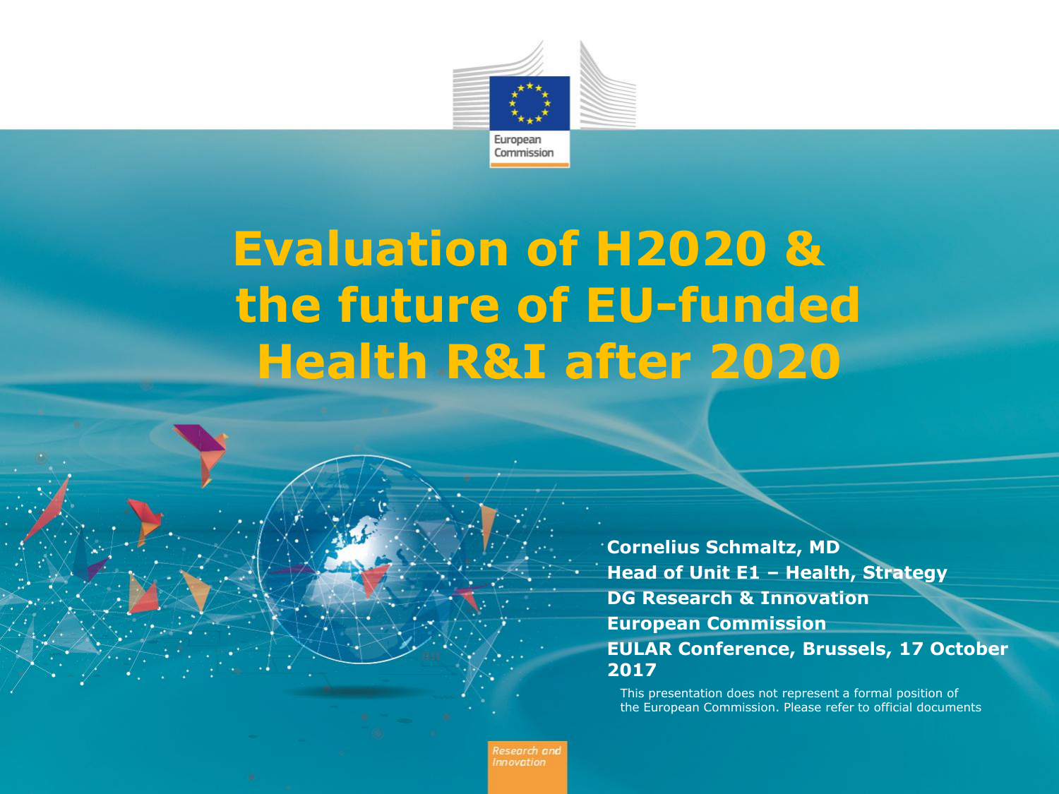European Commission

# Evaluation of H2020 & the future of EU-funded Health R&I after 2020

**Cornelius Schmaltz, MD**
**Head of Unit E1 – Health, Strategy**
**DG Research & Innovation**
**European Commission**
**EULAR Conference, Brussels, 17 October 2017**

This presentation does not represent a formal position of the European Commission. Please refer to official documents

Research and Innovation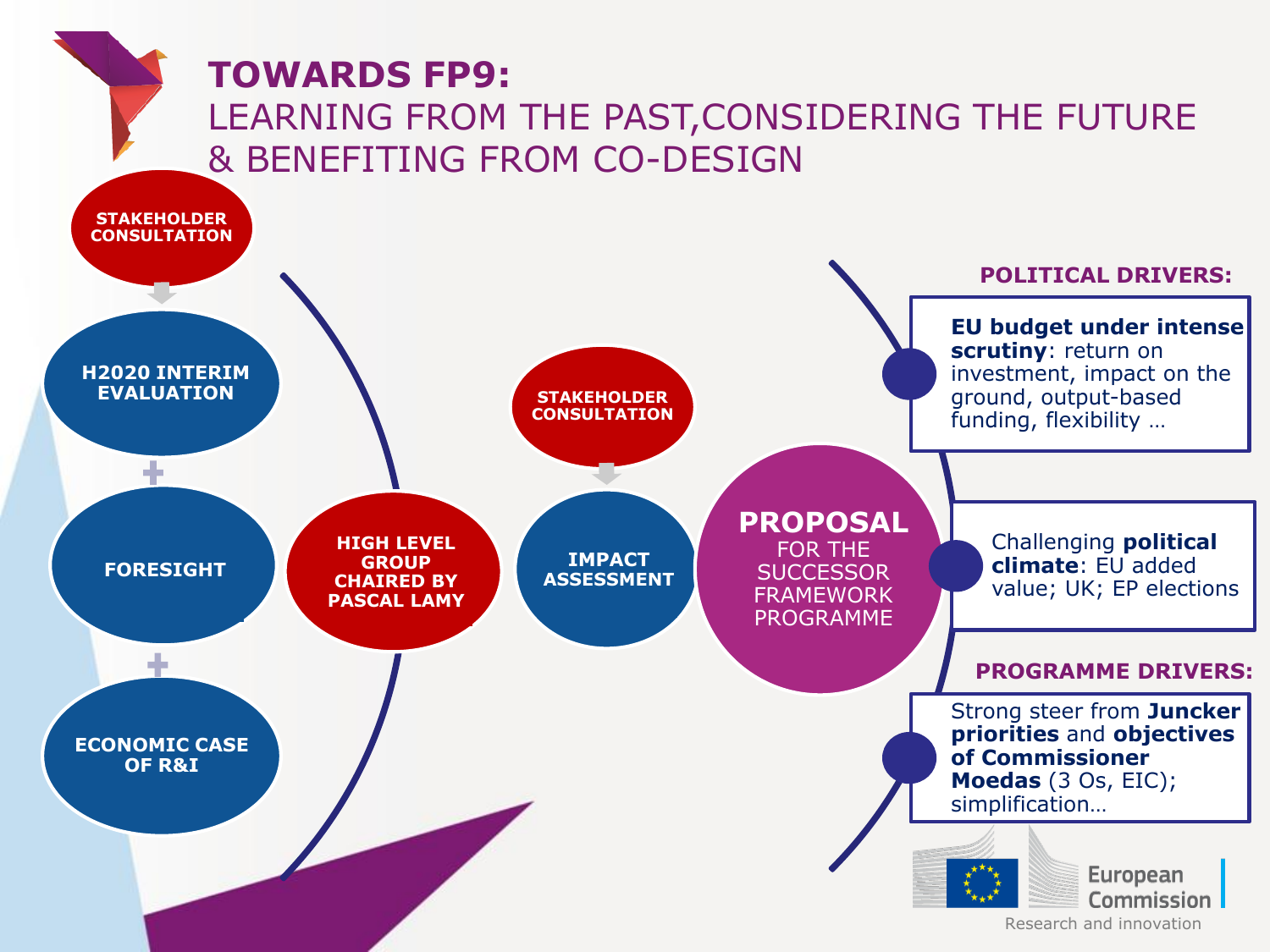# TOWARDS FP9:

## LEARNING FROM THE PAST, CONSIDERING THE FUTURE & BENEFITING FROM CO-DESIGN

- STAKEHOLDER CONSULTATION
- H2020 INTERIM EVALUATION
- +
- FORESIGHT
- +
- ECONOMIC CASE OF R&I

HIGH LEVEL GROUP CHAIRED BY PASCAL LAMY

- STAKEHOLDER CONSULTATION
- IMPACT ASSESSMENT

**PROPOSAL** FOR THE SUCCESSOR FRAMEWORK PROGRAMME

**POLITICAL DRIVERS:**

- **EU budget under intense scrutiny**: return on investment, impact on the ground, output-based funding, flexibility …
- Challenging **political climate**: EU added value; UK; EP elections

**PROGRAMME DRIVERS:**

- Strong steer from **Juncker priorities** and **objectives of Commissioner Moedas** (3 Os, EIC); simplification…

European Commission

Research and innovation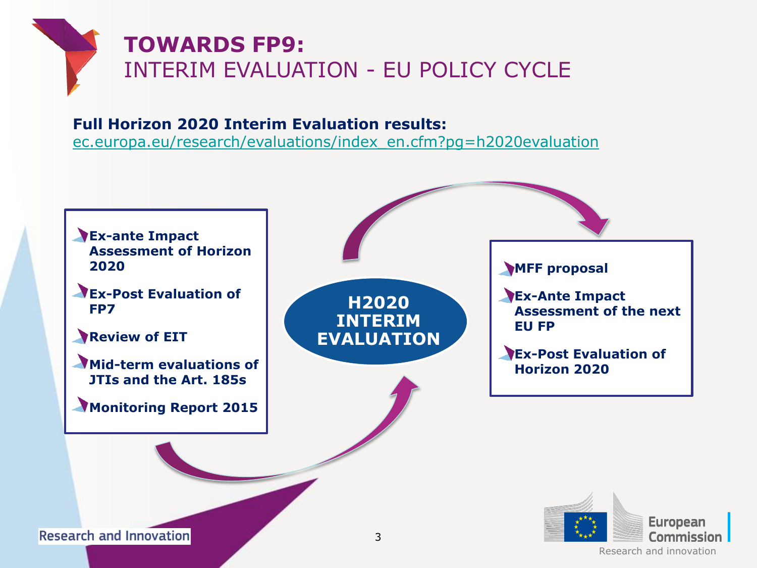# TOWARDS FP9:
## INTERIM EVALUATION - EU POLICY CYCLE

**Full Horizon 2020 Interim Evaluation results:**
ec.europa.eu/research/evaluations/index_en.cfm?pg=h2020evaluation

- **Ex-ante Impact Assessment of Horizon 2020**
- **Ex-Post Evaluation of FP7**
- **Review of EIT**
- **Mid-term evaluations of JTIs and the Art. 185s**
- **Monitoring Report 2015**

**H2020 INTERIM EVALUATION**

- **MFF proposal**
- **Ex-Ante Impact Assessment of the next EU FP**
- **Ex-Post Evaluation of Horizon 2020**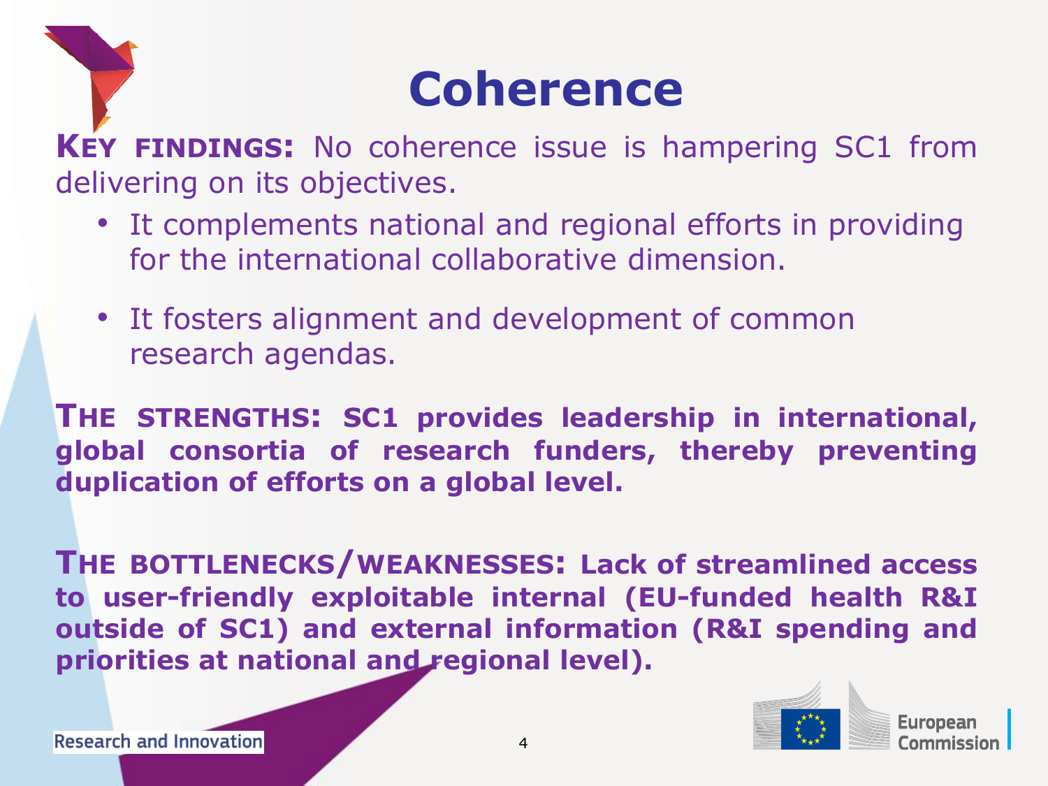# Coherence

**KEY FINDINGS:** No coherence issue is hampering SC1 from delivering on its objectives.

- It complements national and regional efforts in providing for the international collaborative dimension.
- It fosters alignment and development of common research agendas.

**THE STRENGTHS: SC1 provides leadership in international, global consortia of research funders, thereby preventing duplication of efforts on a global level.**

**THE BOTTLENECKS/WEAKNESSES: Lack of streamlined access to user-friendly exploitable internal (EU-funded health R&I outside of SC1) and external information (R&I spending and priorities at national and regional level).**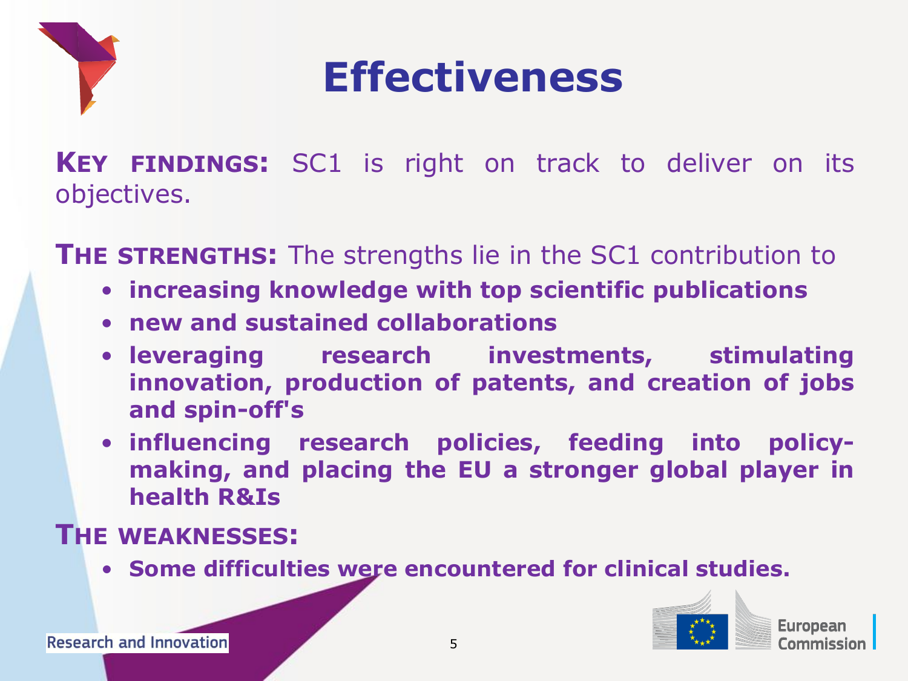# Effectiveness

**KEY FINDINGS:** SC1 is right on track to deliver on its objectives.

**THE STRENGTHS:** The strengths lie in the SC1 contribution to

- **increasing knowledge with top scientific publications**
- **new and sustained collaborations**
- **leveraging research investments, stimulating innovation, production of patents, and creation of jobs and spin-off's**
- **influencing research policies, feeding into policy-making, and placing the EU a stronger global player in health R&Is**

**THE WEAKNESSES:**

- **Some difficulties were encountered for clinical studies.**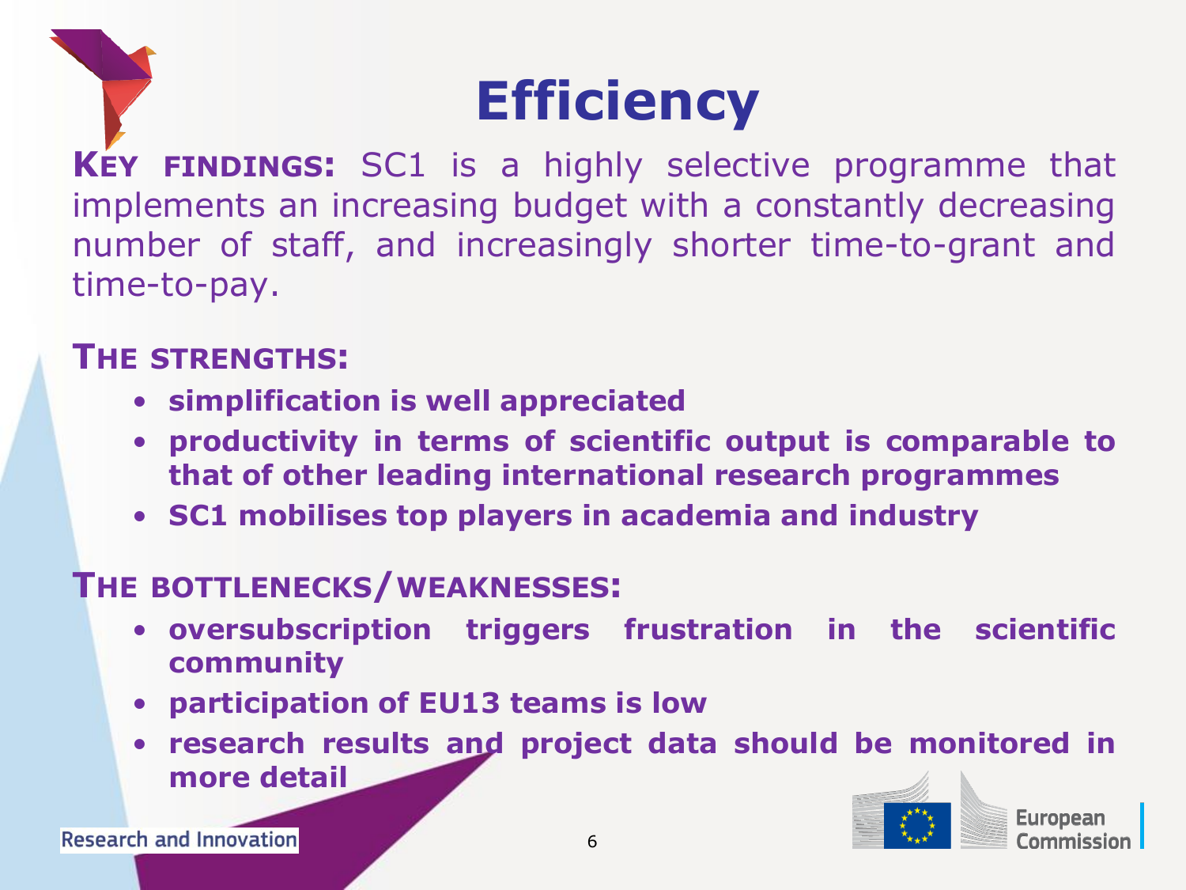# Efficiency

**KEY FINDINGS:** SC1 is a highly selective programme that implements an increasing budget with a constantly decreasing number of staff, and increasingly shorter time-to-grant and time-to-pay.

**THE STRENGTHS:**

- **simplification is well appreciated**
- **productivity in terms of scientific output is comparable to that of other leading international research programmes**
- **SC1 mobilises top players in academia and industry**

**THE BOTTLENECKS/WEAKNESSES:**

- **oversubscription triggers frustration in the scientific community**
- **participation of EU13 teams is low**
- **research results and project data should be monitored in more detail**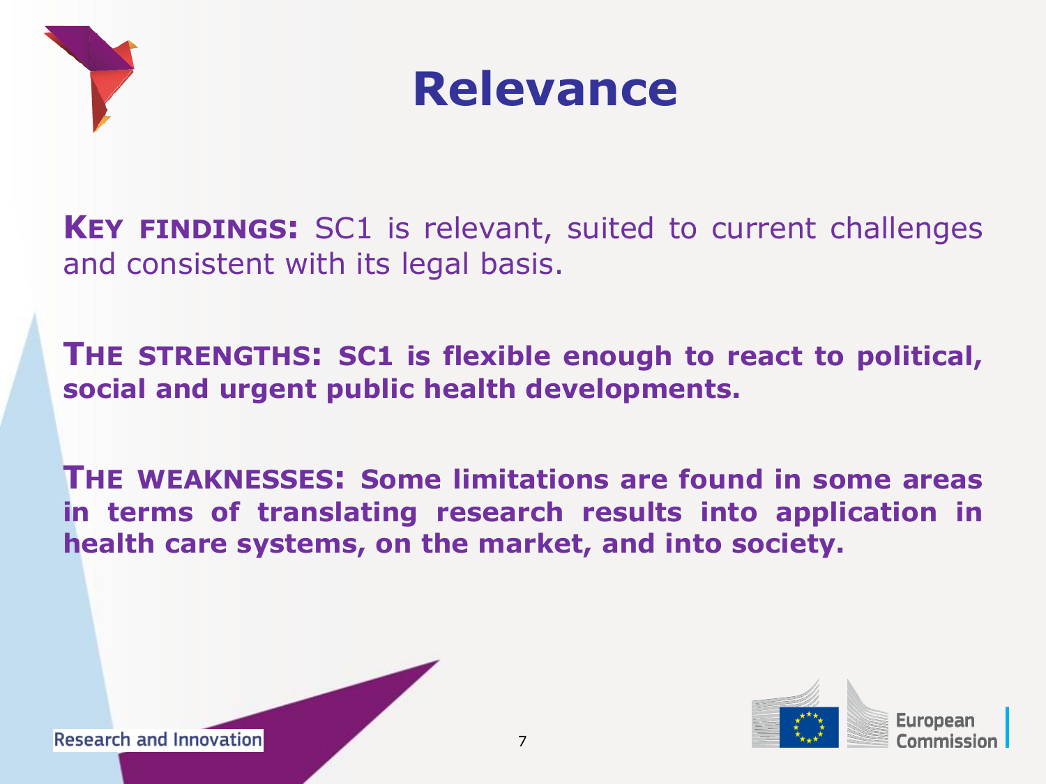# Relevance

**KEY FINDINGS:** SC1 is relevant, suited to current challenges and consistent with its legal basis.

**THE STRENGTHS: SC1 is flexible enough to react to political, social and urgent public health developments.**

**THE WEAKNESSES: Some limitations are found in some areas in terms of translating research results into application in health care systems, on the market, and into society.**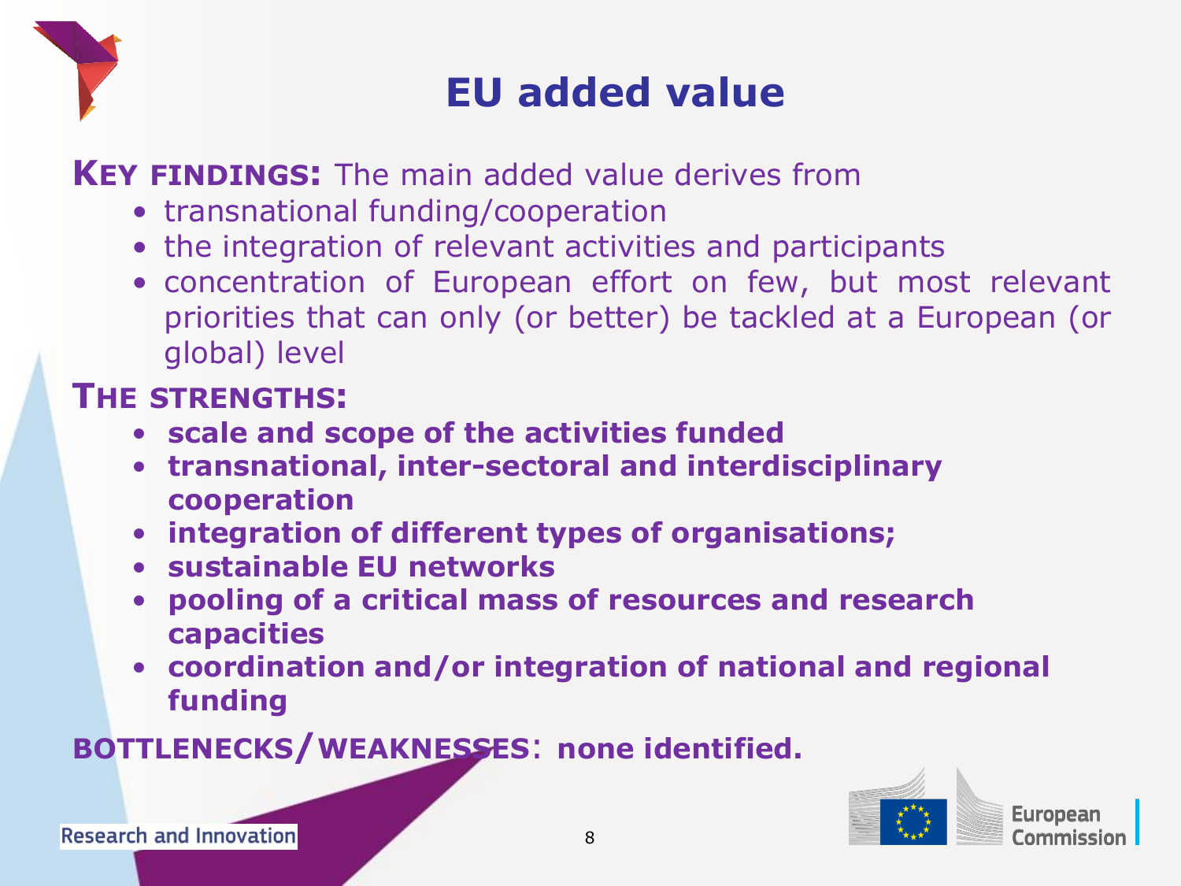# EU added value

**KEY FINDINGS:** The main added value derives from

- transnational funding/cooperation
- the integration of relevant activities and participants
- concentration of European effort on few, but most relevant priorities that can only (or better) be tackled at a European (or global) level

**THE STRENGTHS:**

- **scale and scope of the activities funded**
- **transnational, inter-sectoral and interdisciplinary cooperation**
- **integration of different types of organisations;**
- **sustainable EU networks**
- **pooling of a critical mass of resources and research capacities**
- **coordination and/or integration of national and regional funding**

**BOTTLENECKS/WEAKNESSES: none identified.**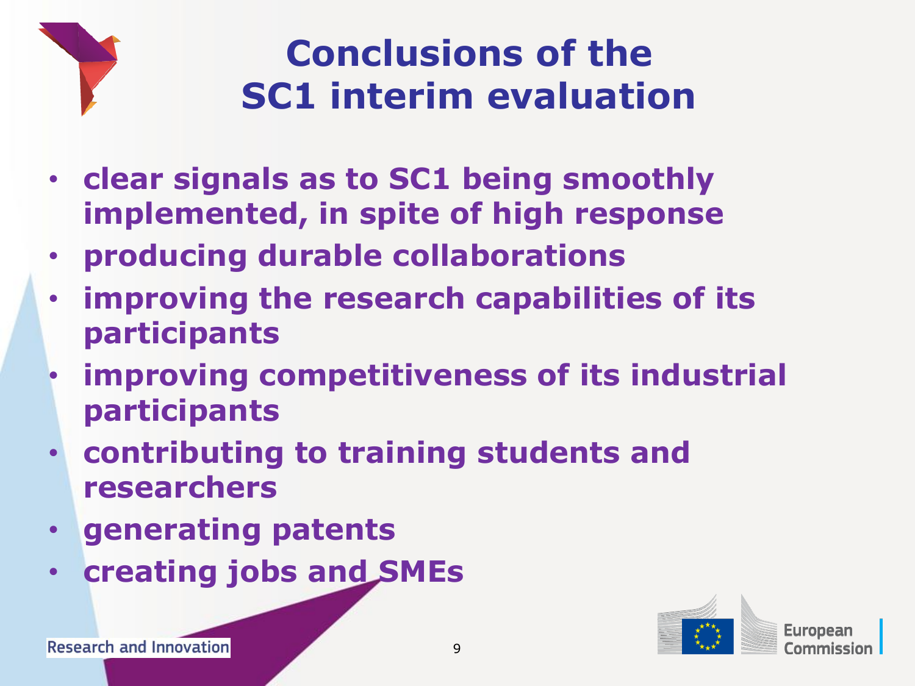# Conclusions of the SC1 interim evaluation

- **clear signals as to SC1 being smoothly implemented, in spite of high response**
- **producing durable collaborations**
- **improving the research capabilities of its participants**
- **improving competitiveness of its industrial participants**
- **contributing to training students and researchers**
- **generating patents**
- **creating jobs and SMEs**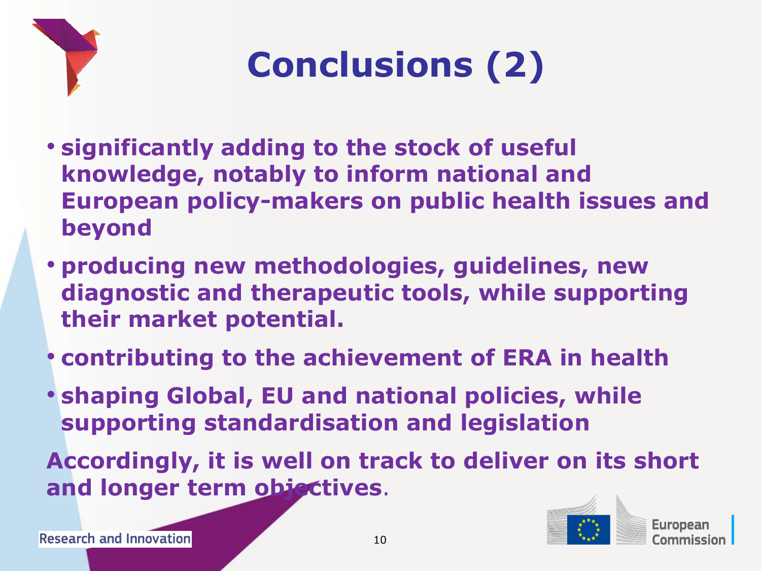# Conclusions (2)

- **significantly adding to the stock of useful knowledge, notably to inform national and European policy-makers on public health issues and beyond**
- **producing new methodologies, guidelines, new diagnostic and therapeutic tools, while supporting their market potential.**
- **contributing to the achievement of ERA in health**
- **shaping Global, EU and national policies, while supporting standardisation and legislation**

**Accordingly, it is well on track to deliver on its short and longer term objectives**.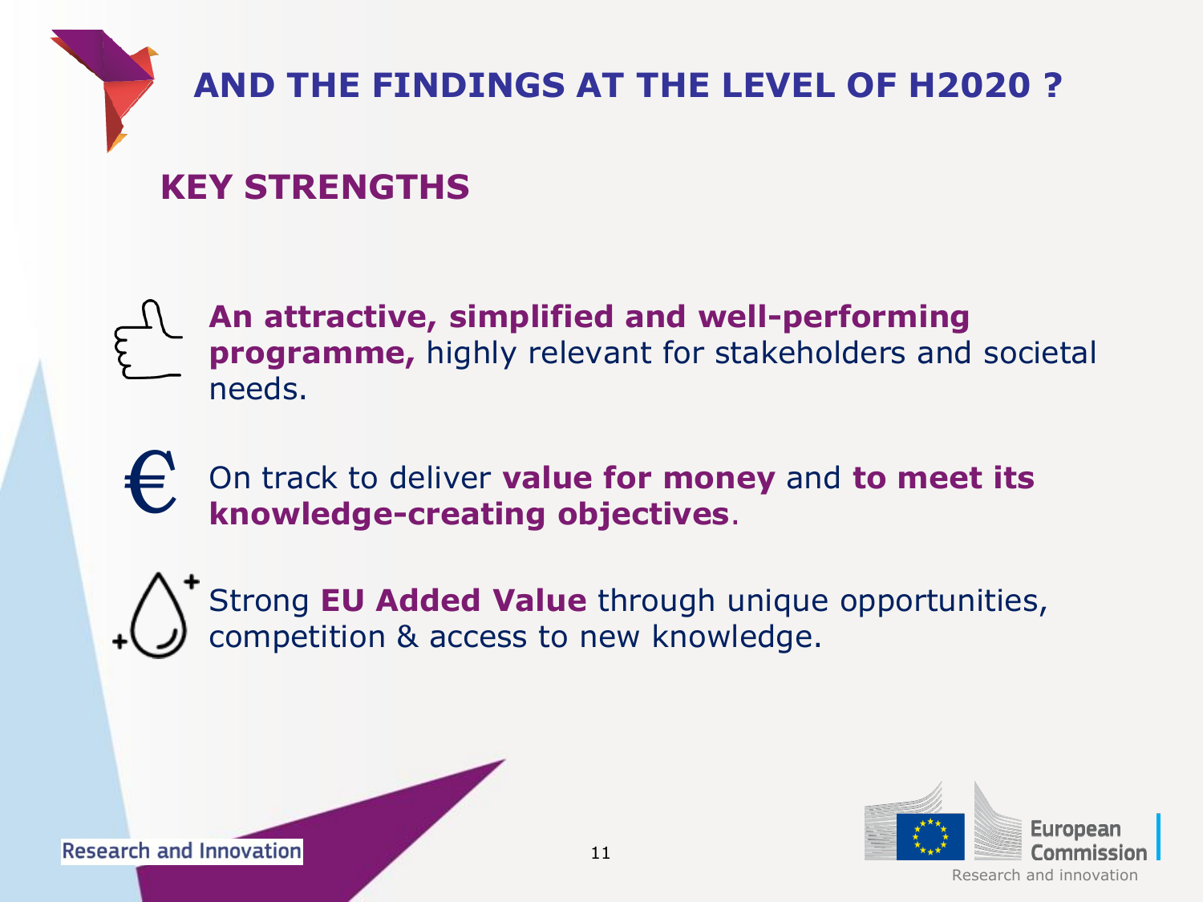# AND THE FINDINGS AT THE LEVEL OF H2020 ?

## KEY STRENGTHS

- **An attractive, simplified and well-performing programme,** highly relevant for stakeholders and societal needs.
- On track to deliver **value for money** and **to meet its knowledge-creating objectives**.
- Strong **EU Added Value** through unique opportunities, competition & access to new knowledge.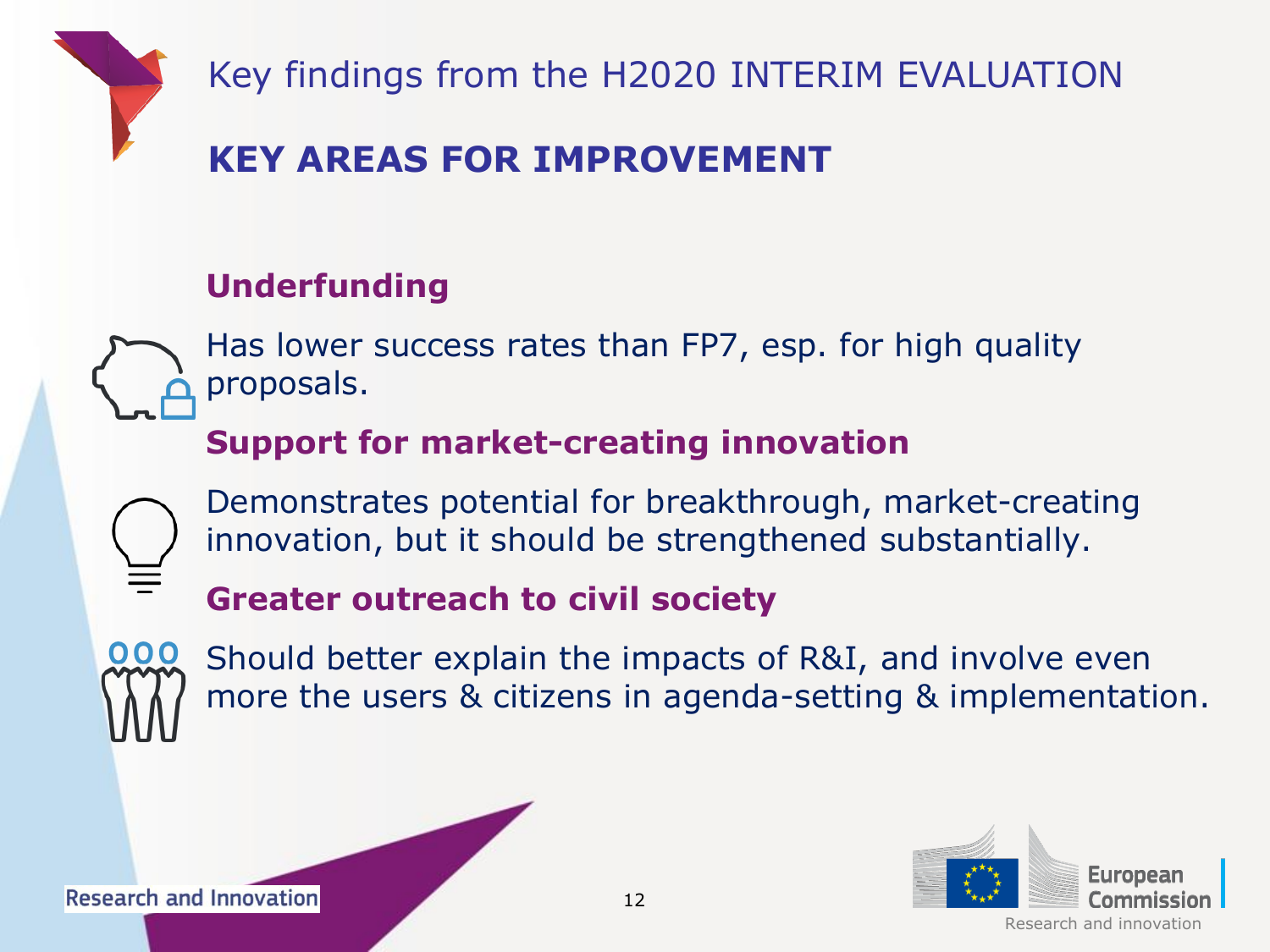# Key findings from the H2020 INTERIM EVALUATION

## KEY AREAS FOR IMPROVEMENT

### Underfunding

Has lower success rates than FP7, esp. for high quality proposals.

### Support for market-creating innovation

Demonstrates potential for breakthrough, market-creating innovation, but it should be strengthened substantially.

### Greater outreach to civil society

Should better explain the impacts of R&I, and involve even more the users & citizens in agenda-setting & implementation.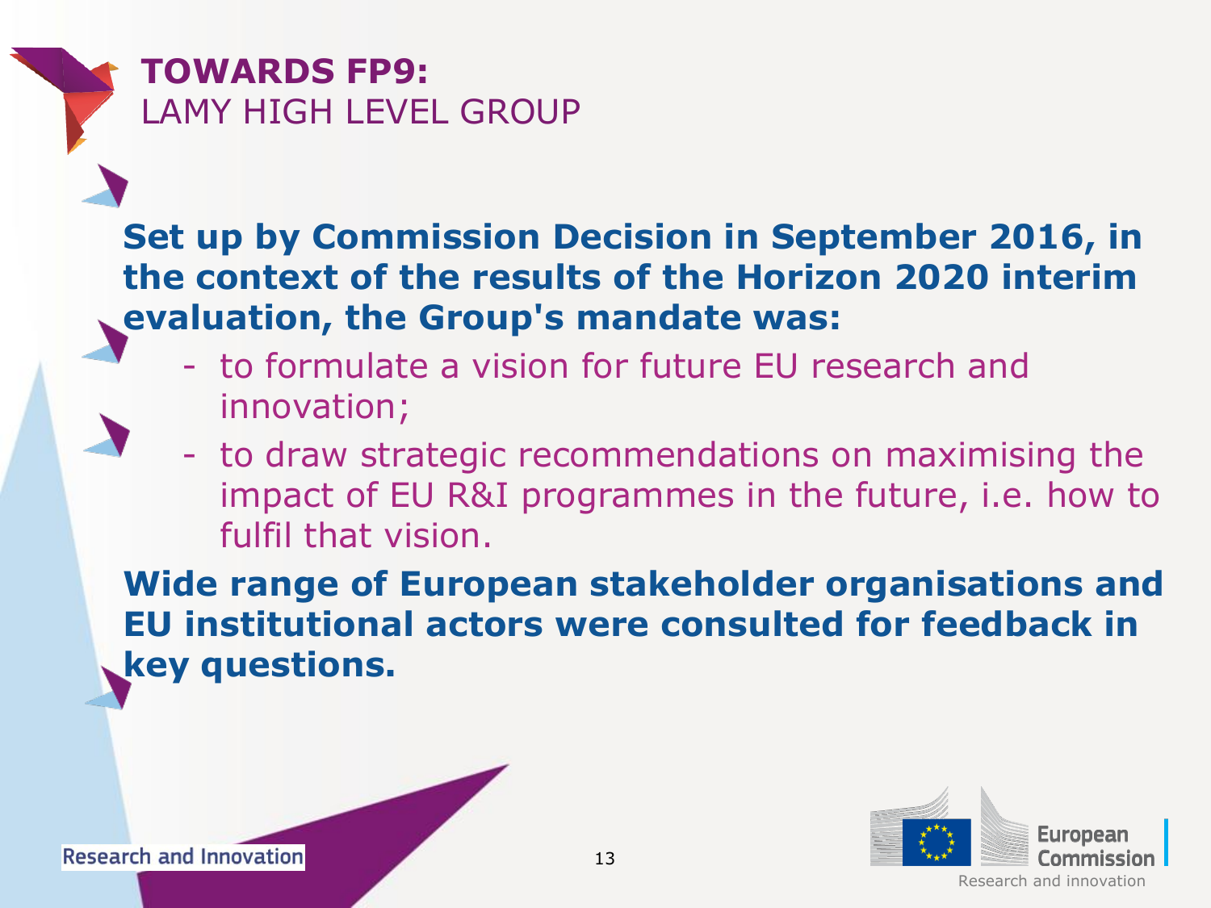# **TOWARDS FP9:** LAMY HIGH LEVEL GROUP

**Set up by Commission Decision in September 2016, in the context of the results of the Horizon 2020 interim evaluation, the Group's mandate was:**

- to formulate a vision for future EU research and innovation;
- to draw strategic recommendations on maximising the impact of EU R&I programmes in the future, i.e. how to fulfil that vision.

**Wide range of European stakeholder organisations and EU institutional actors were consulted for feedback in key questions.**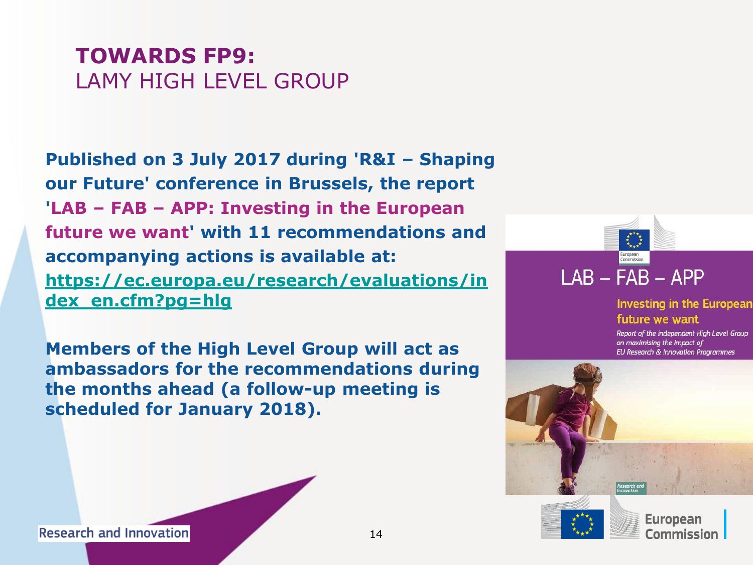# TOWARDS FP9:
## LAMY HIGH LEVEL GROUP

**Published on 3 July 2017 during 'R&I – Shaping our Future' conference in Brussels, the report 'LAB – FAB – APP: Investing in the European future we want' with 11 recommendations and accompanying actions is available at: https://ec.europa.eu/research/evaluations/index_en.cfm?pg=hlg**

**Members of the High Level Group will act as ambassadors for the recommendations during the months ahead (a follow-up meeting is scheduled for January 2018).**

LAB – FAB – APP

Investing in the European future we want

*Report of the independent High Level Group on maximising the impact of EU Research & Innovation Programmes*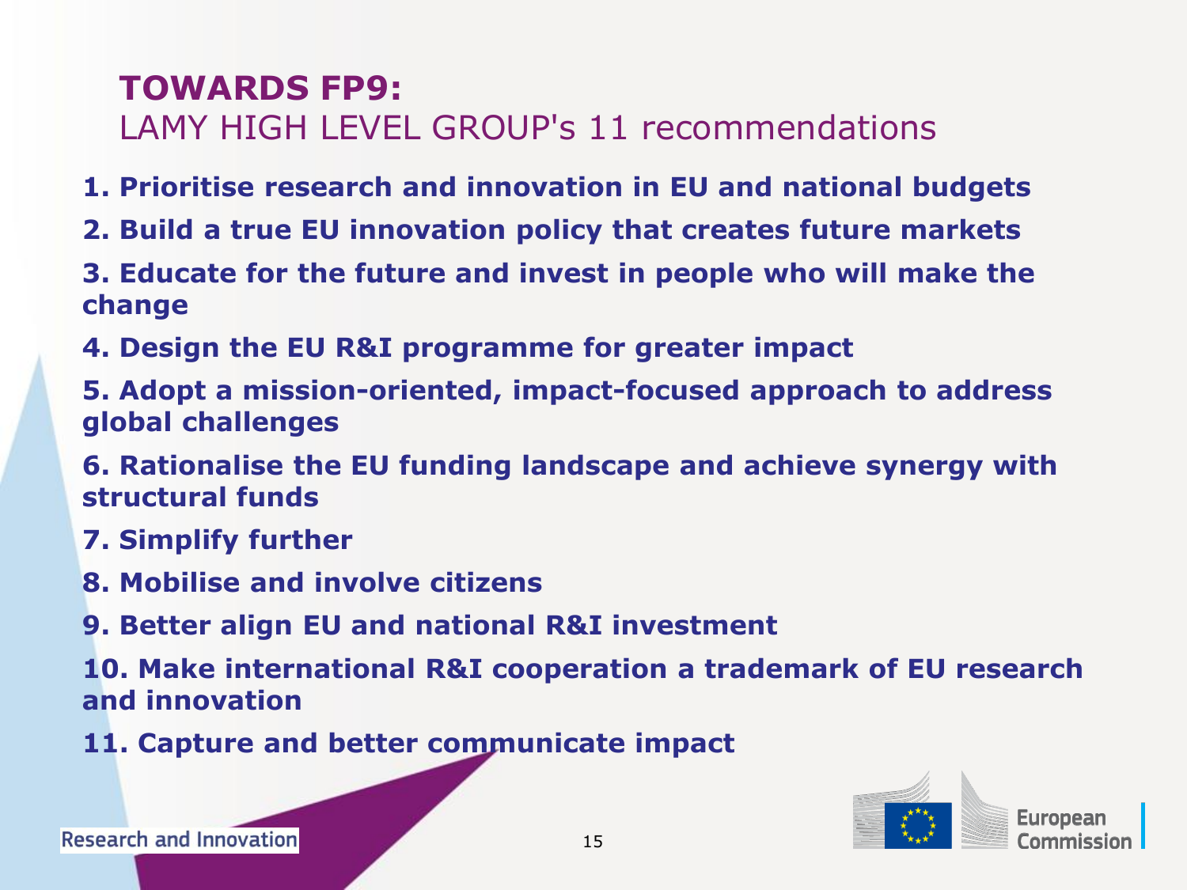# **TOWARDS FP9:** LAMY HIGH LEVEL GROUP's 11 recommendations

1. **Prioritise research and innovation in EU and national budgets**
2. **Build a true EU innovation policy that creates future markets**
3. **Educate for the future and invest in people who will make the change**
4. **Design the EU R&I programme for greater impact**
5. **Adopt a mission-oriented, impact-focused approach to address global challenges**
6. **Rationalise the EU funding landscape and achieve synergy with structural funds**
7. **Simplify further**
8. **Mobilise and involve citizens**
9. **Better align EU and national R&I investment**
10. **Make international R&I cooperation a trademark of EU research and innovation**
11. **Capture and better communicate impact**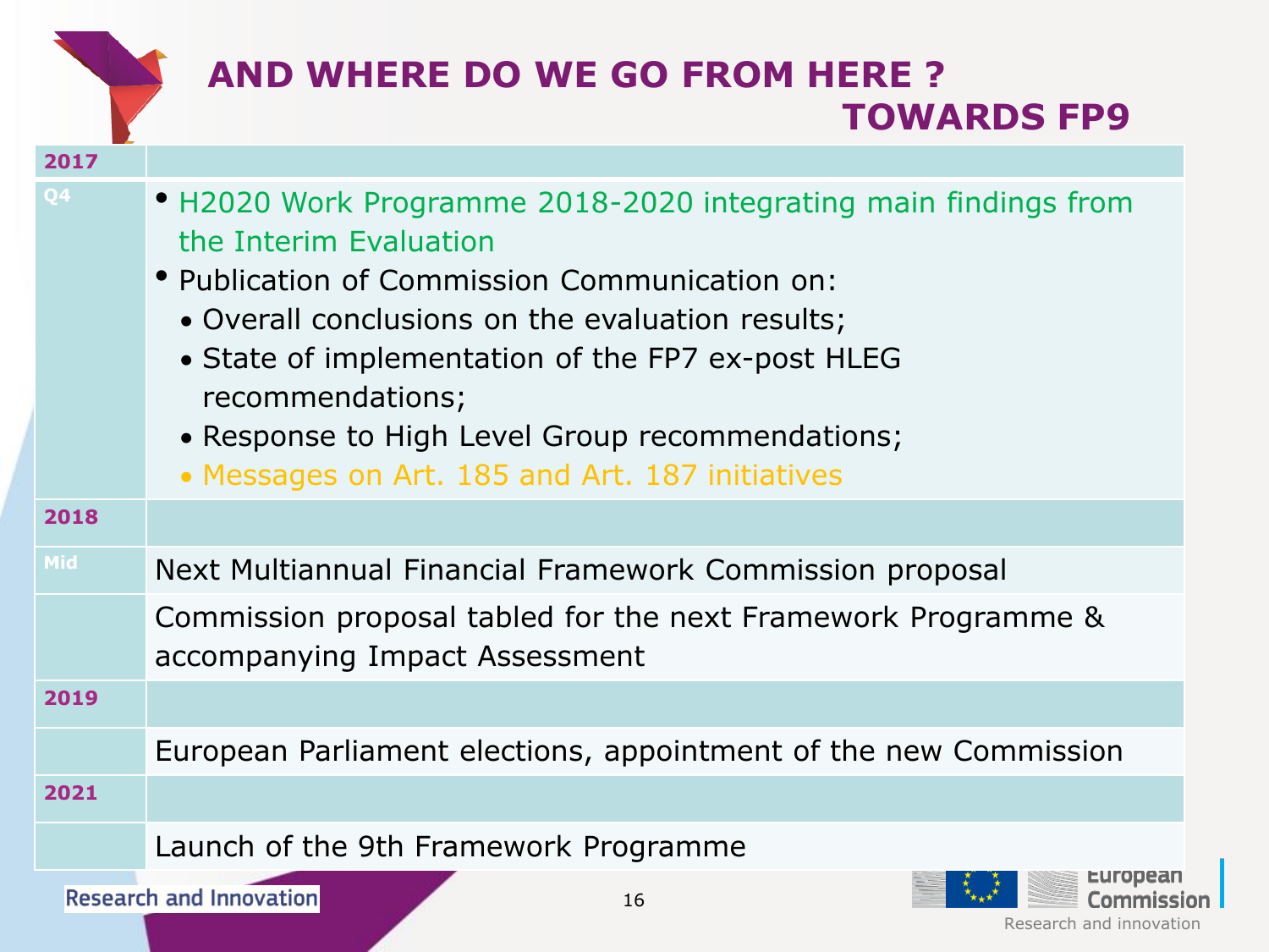# AND WHERE DO WE GO FROM HERE ? TOWARDS FP9

| 2017 | |
|---|---|
| Q4 | • H2020 Work Programme 2018-2020 integrating main findings from the Interim Evaluation<br>• Publication of Commission Communication on:<br>• Overall conclusions on the evaluation results;<br>• State of implementation of the FP7 ex-post HLEG recommendations;<br>• Response to High Level Group recommendations;<br>• Messages on Art. 185 and Art. 187 initiatives |
| **2018** | |
| Mid | Next Multiannual Financial Framework Commission proposal |
| | Commission proposal tabled for the next Framework Programme & accompanying Impact Assessment |
| **2019** | |
| | European Parliament elections, appointment of the new Commission |
| **2021** | |
| | Launch of the 9th Framework Programme |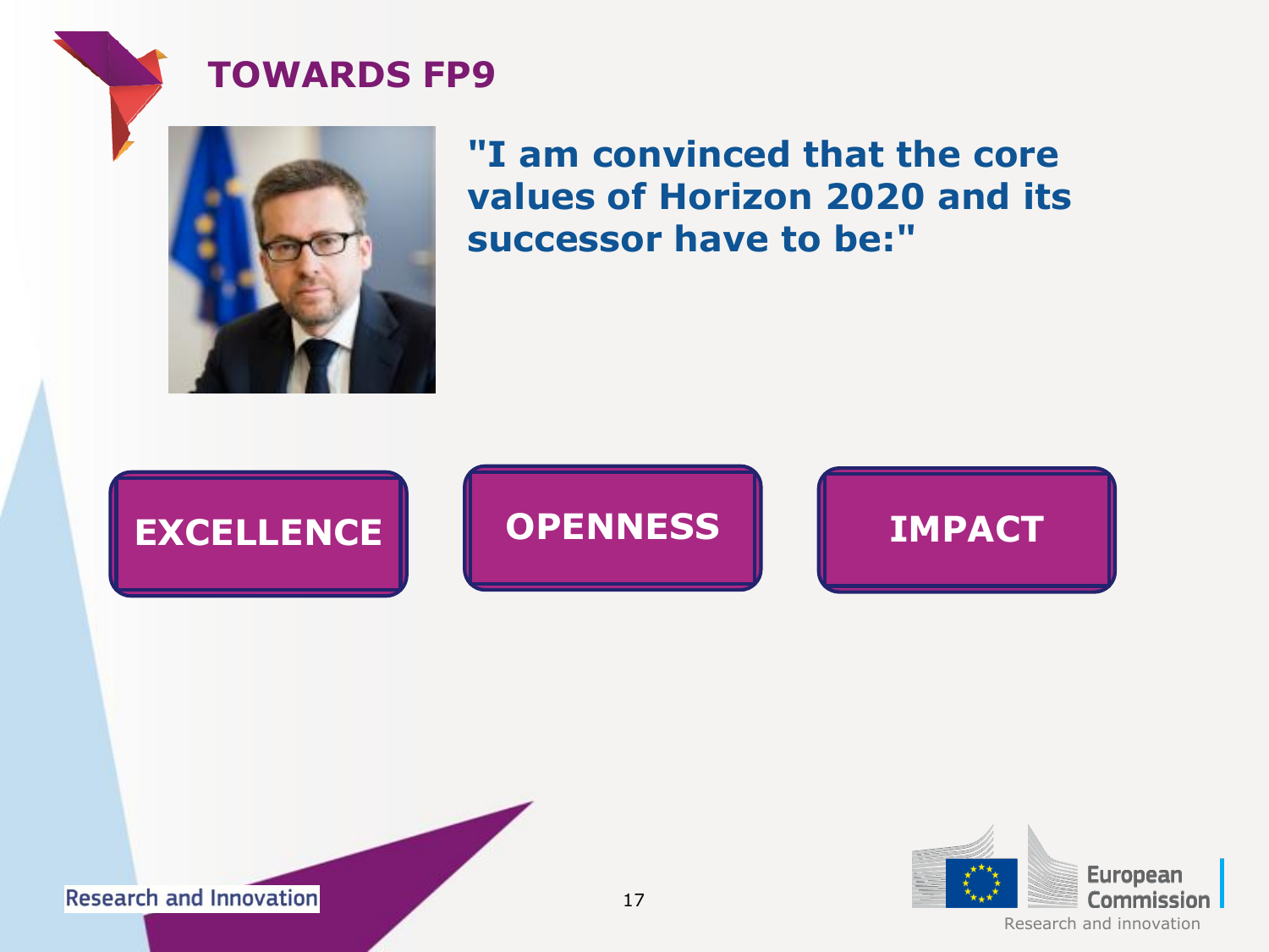# TOWARDS FP9

**"I am convinced that the core values of Horizon 2020 and its successor have to be:"**

**EXCELLENCE**

**OPENNESS**

**IMPACT**